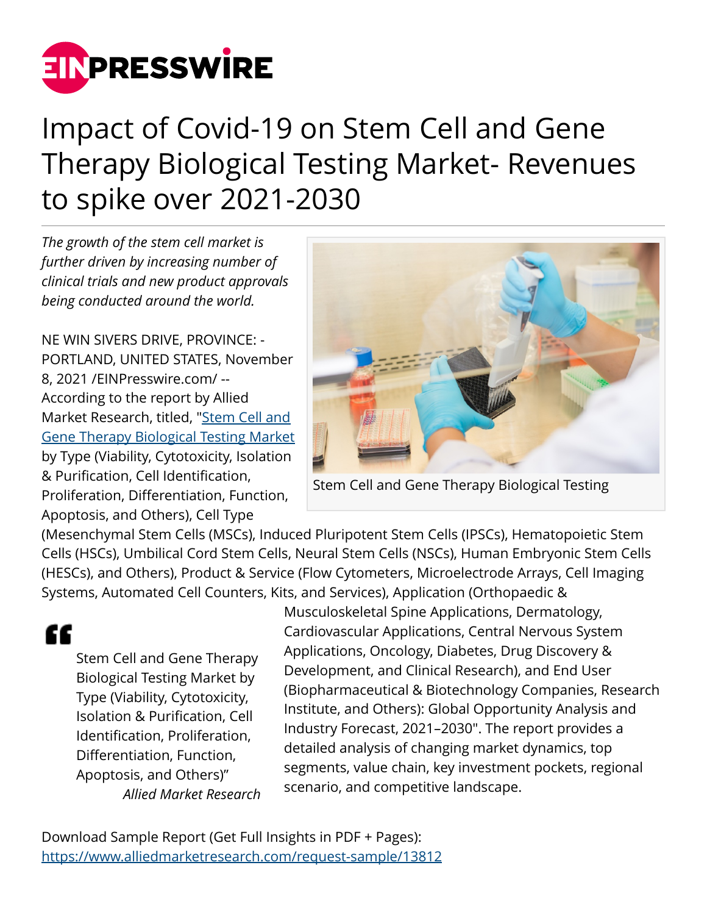# Impact of Covid-19 on Stem Cell and Gene Therapy Biological Testing Market- Revenues to spike over 2021-2030

*The growth of the stem cell market is further driven by increasing number of clinical trials and new product approvals being conducted around the world.*

Stem Cell and Gene Therapy Biological Testing

NE WIN SIVERS DRIVE, PROVINCE: - PORTLAND, UNITED STATES, November 8, 2021 /EINPresswire.com/ -- According to the report by Allied Market Research, titled, "[Stem Cell and Gene Therapy Biological Testing Market](https://www.alliedmarketresearch.com/request-sample/13812) by Type (Viability, Cytotoxicity, Isolation & Purification, Cell Identification, Proliferation, Differentiation, Function, Apoptosis, and Others), Cell Type (Mesenchymal Stem Cells (MSCs), Induced Pluripotent Stem Cells (IPSCs), Hematopoietic Stem Cells (HSCs), Umbilical Cord Stem Cells, Neural Stem Cells (NSCs), Human Embryonic Stem Cells (HESCs), and Others), Product & Service (Flow Cytometers, Microelectrode Arrays, Cell Imaging Systems, Automated Cell Counters, Kits, and Services), Application (Orthopaedic & Musculoskeletal Spine Applications, Dermatology, Cardiovascular Applications, Central Nervous System Applications, Oncology, Diabetes, Drug Discovery & Development, and Clinical Research), and End User (Biopharmaceutical & Biotechnology Companies, Research Institute, and Others): Global Opportunity Analysis and Industry Forecast, 2021–2030". The report provides a detailed analysis of changing market dynamics, top segments, value chain, key investment pockets, regional scenario, and competitive landscape.

> Stem Cell and Gene Therapy Biological Testing Market by Type (Viability, Cytotoxicity, Isolation & Purification, Cell Identification, Proliferation, Differentiation, Function, Apoptosis, and Others)"
>
> *Allied Market Research*

Download Sample Report (Get Full Insights in PDF + Pages): https://www.alliedmarketresearch.com/request-sample/13812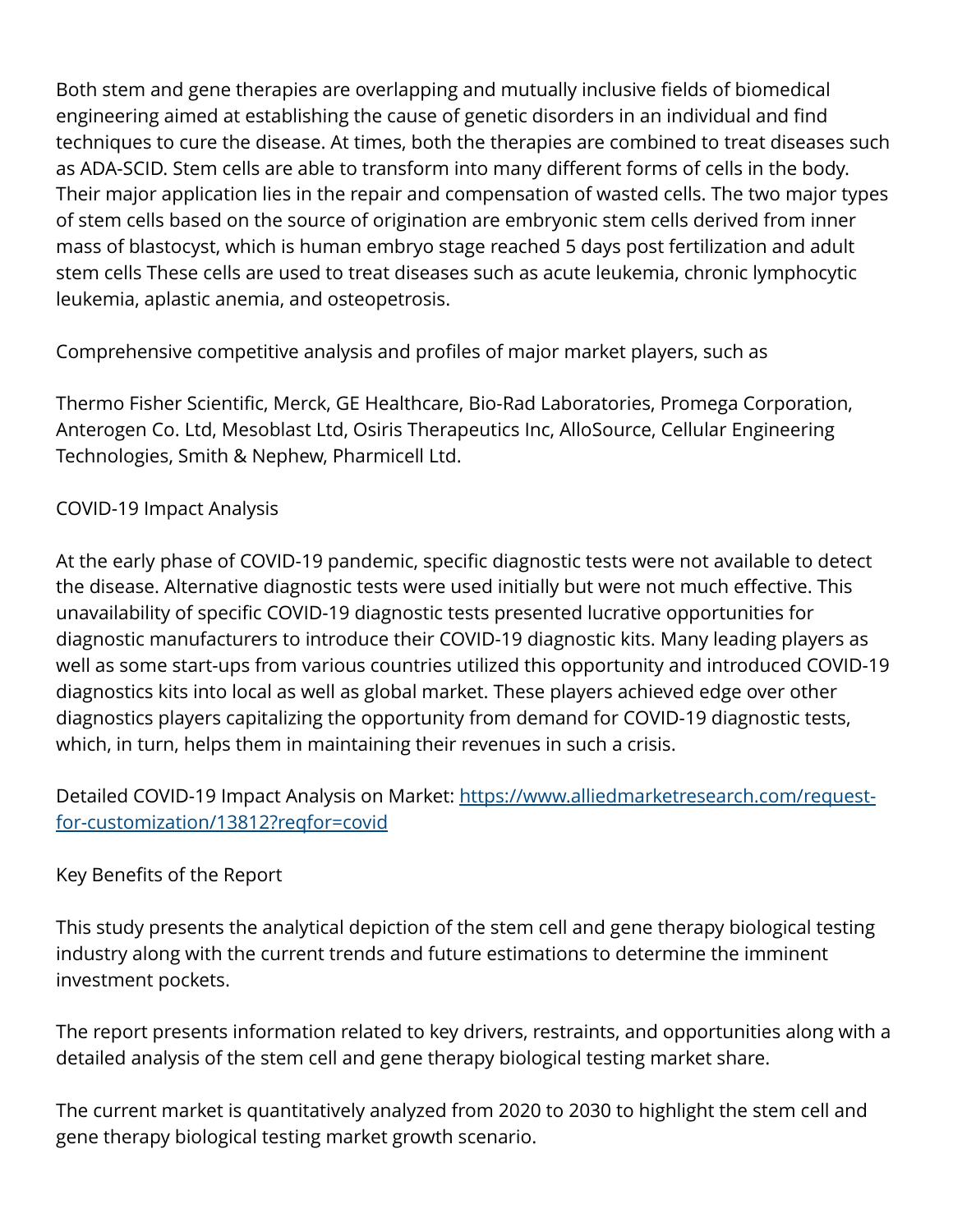Both stem and gene therapies are overlapping and mutually inclusive fields of biomedical engineering aimed at establishing the cause of genetic disorders in an individual and find techniques to cure the disease. At times, both the therapies are combined to treat diseases such as ADA-SCID. Stem cells are able to transform into many different forms of cells in the body. Their major application lies in the repair and compensation of wasted cells. The two major types of stem cells based on the source of origination are embryonic stem cells derived from inner mass of blastocyst, which is human embryo stage reached 5 days post fertilization and adult stem cells These cells are used to treat diseases such as acute leukemia, chronic lymphocytic leukemia, aplastic anemia, and osteopetrosis.

Comprehensive competitive analysis and profiles of major market players, such as

Thermo Fisher Scientific, Merck, GE Healthcare, Bio-Rad Laboratories, Promega Corporation, Anterogen Co. Ltd, Mesoblast Ltd, Osiris Therapeutics Inc, AlloSource, Cellular Engineering Technologies, Smith & Nephew, Pharmicell Ltd.

COVID-19 Impact Analysis

At the early phase of COVID-19 pandemic, specific diagnostic tests were not available to detect the disease. Alternative diagnostic tests were used initially but were not much effective. This unavailability of specific COVID-19 diagnostic tests presented lucrative opportunities for diagnostic manufacturers to introduce their COVID-19 diagnostic kits. Many leading players as well as some start-ups from various countries utilized this opportunity and introduced COVID-19 diagnostics kits into local as well as global market. These players achieved edge over other diagnostics players capitalizing the opportunity from demand for COVID-19 diagnostic tests, which, in turn, helps them in maintaining their revenues in such a crisis.

Detailed COVID-19 Impact Analysis on Market: [https://www.alliedmarketresearch.com/request-for-customization/13812?reqfor=covid](https://www.alliedmarketresearch.com/request-for-customization/13812?reqfor=covid)

Key Benefits of the Report

This study presents the analytical depiction of the stem cell and gene therapy biological testing industry along with the current trends and future estimations to determine the imminent investment pockets.

The report presents information related to key drivers, restraints, and opportunities along with a detailed analysis of the stem cell and gene therapy biological testing market share.

The current market is quantitatively analyzed from 2020 to 2030 to highlight the stem cell and gene therapy biological testing market growth scenario.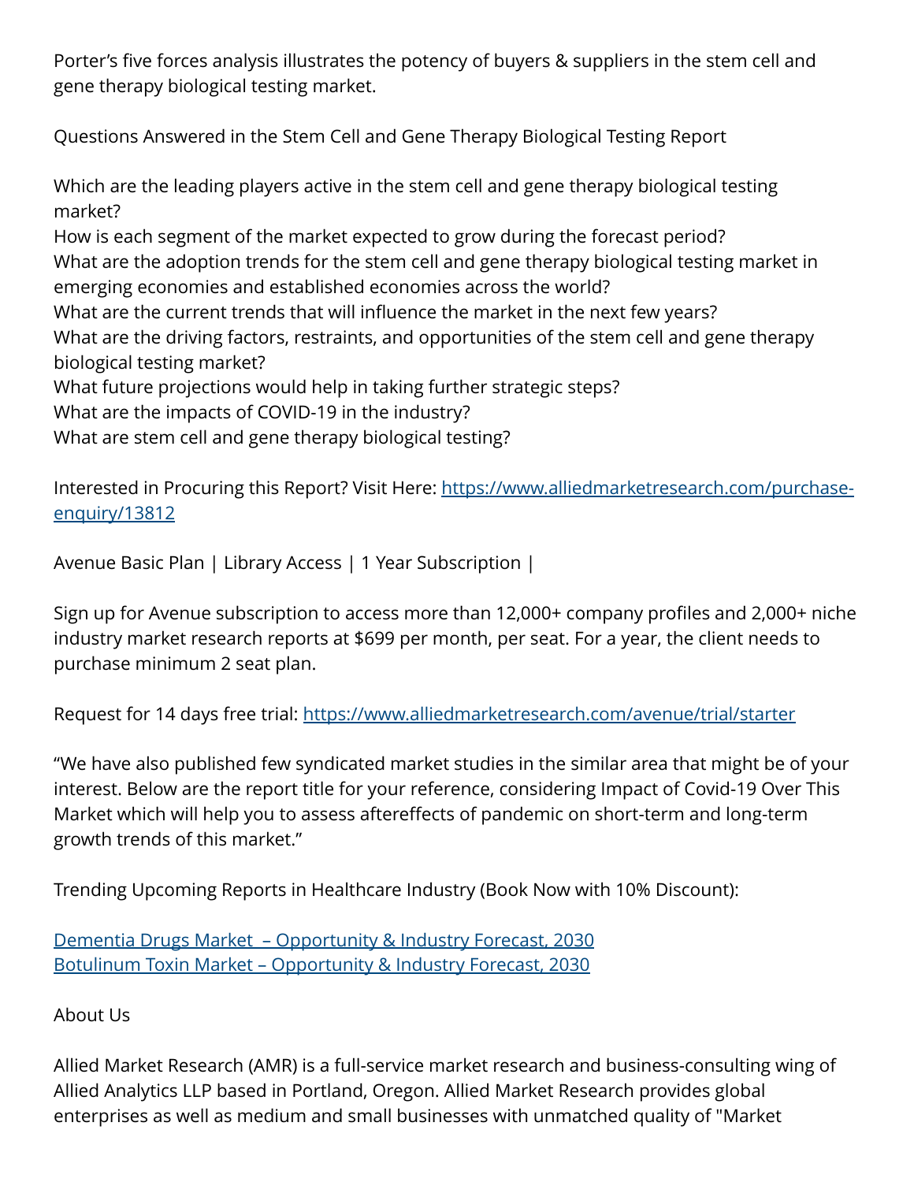Porter's five forces analysis illustrates the potency of buyers & suppliers in the stem cell and gene therapy biological testing market.

Questions Answered in the Stem Cell and Gene Therapy Biological Testing Report

Which are the leading players active in the stem cell and gene therapy biological testing market?
How is each segment of the market expected to grow during the forecast period?
What are the adoption trends for the stem cell and gene therapy biological testing market in emerging economies and established economies across the world?
What are the current trends that will influence the market in the next few years?
What are the driving factors, restraints, and opportunities of the stem cell and gene therapy biological testing market?
What future projections would help in taking further strategic steps?
What are the impacts of COVID-19 in the industry?
What are stem cell and gene therapy biological testing?

Interested in Procuring this Report? Visit Here: [https://www.alliedmarketresearch.com/purchase-enquiry/13812](https://www.alliedmarketresearch.com/purchase-enquiry/13812)

Avenue Basic Plan | Library Access | 1 Year Subscription |

Sign up for Avenue subscription to access more than 12,000+ company profiles and 2,000+ niche industry market research reports at $699 per month, per seat. For a year, the client needs to purchase minimum 2 seat plan.

Request for 14 days free trial: [https://www.alliedmarketresearch.com/avenue/trial/starter](https://www.alliedmarketresearch.com/avenue/trial/starter)

"We have also published few syndicated market studies in the similar area that might be of your interest. Below are the report title for your reference, considering Impact of Covid-19 Over This Market which will help you to assess aftereffects of pandemic on short-term and long-term growth trends of this market."

Trending Upcoming Reports in Healthcare Industry (Book Now with 10% Discount):

Dementia Drugs Market – Opportunity & Industry Forecast, 2030
Botulinum Toxin Market – Opportunity & Industry Forecast, 2030

About Us

Allied Market Research (AMR) is a full-service market research and business-consulting wing of Allied Analytics LLP based in Portland, Oregon. Allied Market Research provides global enterprises as well as medium and small businesses with unmatched quality of "Market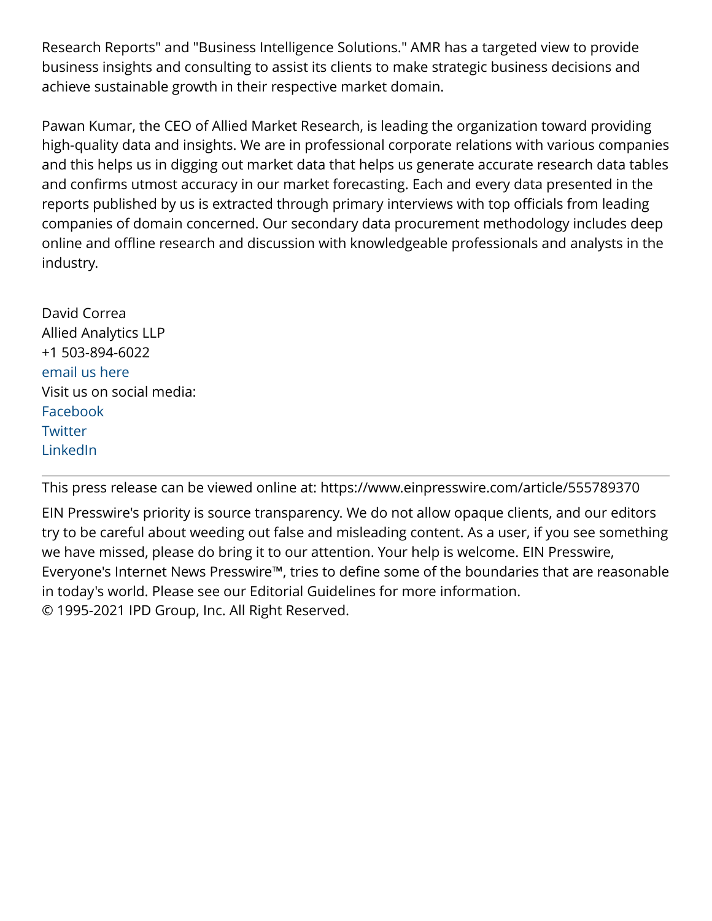Research Reports" and "Business Intelligence Solutions." AMR has a targeted view to provide business insights and consulting to assist its clients to make strategic business decisions and achieve sustainable growth in their respective market domain.

Pawan Kumar, the CEO of Allied Market Research, is leading the organization toward providing high-quality data and insights. We are in professional corporate relations with various companies and this helps us in digging out market data that helps us generate accurate research data tables and confirms utmost accuracy in our market forecasting. Each and every data presented in the reports published by us is extracted through primary interviews with top officials from leading companies of domain concerned. Our secondary data procurement methodology includes deep online and offline research and discussion with knowledgeable professionals and analysts in the industry.

David Correa
Allied Analytics LLP
+1 503-894-6022
email us here
Visit us on social media:
Facebook
Twitter
LinkedIn

---

This press release can be viewed online at: https://www.einpresswire.com/article/555789370

EIN Presswire's priority is source transparency. We do not allow opaque clients, and our editors try to be careful about weeding out false and misleading content. As a user, if you see something we have missed, please do bring it to our attention. Your help is welcome. EIN Presswire, Everyone's Internet News Presswire™, tries to define some of the boundaries that are reasonable in today's world. Please see our Editorial Guidelines for more information.
© 1995-2021 IPD Group, Inc. All Right Reserved.